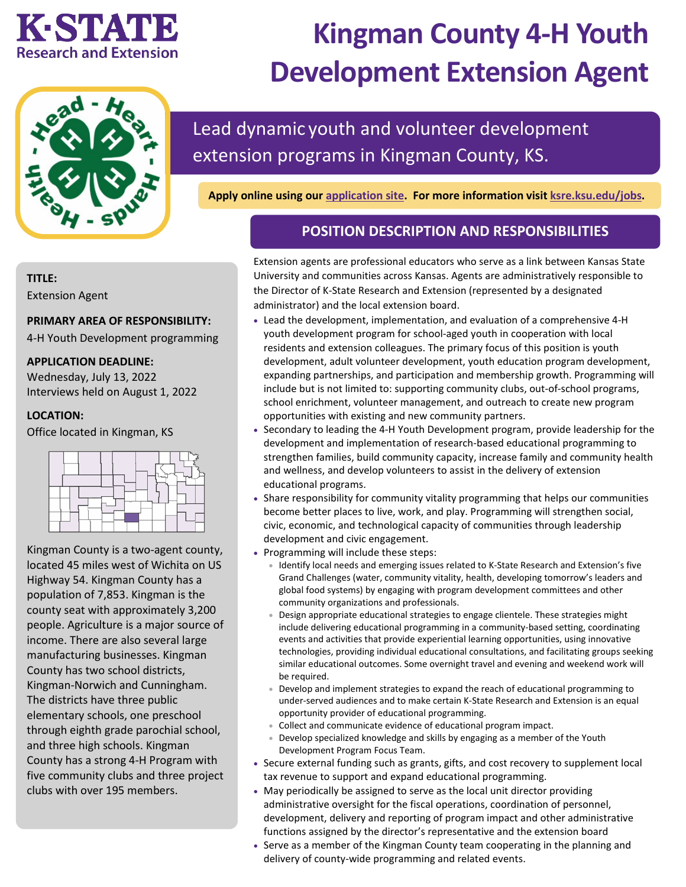K·STATE
Research and Extension

# Kingman County 4-H Youth Development Extension Agent

Lead dynamic youth and volunteer development extension programs in Kingman County, KS.

**Apply online using our application site. For more information visit ksre.ksu.edu/jobs.**

**TITLE:**
Extension Agent

**PRIMARY AREA OF RESPONSIBILITY:**
4-H Youth Development programming

**APPLICATION DEADLINE:**
Wednesday, July 13, 2022
Interviews held on August 1, 2022

**LOCATION:**
Office located in Kingman, KS

Kingman County is a two-agent county, located 45 miles west of Wichita on US Highway 54. Kingman County has a population of 7,853. Kingman is the county seat with approximately 3,200 people. Agriculture is a major source of income. There are also several large manufacturing businesses. Kingman County has two school districts, Kingman-Norwich and Cunningham. The districts have three public elementary schools, one preschool through eighth grade parochial school, and three high schools. Kingman County has a strong 4-H Program with five community clubs and three project clubs with over 195 members.

## POSITION DESCRIPTION AND RESPONSIBILITIES

Extension agents are professional educators who serve as a link between Kansas State University and communities across Kansas. Agents are administratively responsible to the Director of K-State Research and Extension (represented by a designated administrator) and the local extension board.

- Lead the development, implementation, and evaluation of a comprehensive 4-H youth development program for school-aged youth in cooperation with local residents and extension colleagues. The primary focus of this position is youth development, adult volunteer development, youth education program development, expanding partnerships, and participation and membership growth. Programming will include but is not limited to: supporting community clubs, out-of-school programs, school enrichment, volunteer management, and outreach to create new program opportunities with existing and new community partners.
- Secondary to leading the 4-H Youth Development program, provide leadership for the development and implementation of research-based educational programming to strengthen families, build community capacity, increase family and community health and wellness, and develop volunteers to assist in the delivery of extension educational programs.
- Share responsibility for community vitality programming that helps our communities become better places to live, work, and play. Programming will strengthen social, civic, economic, and technological capacity of communities through leadership development and civic engagement.
- Programming will include these steps:
  - Identify local needs and emerging issues related to K-State Research and Extension's five Grand Challenges (water, community vitality, health, developing tomorrow's leaders and global food systems) by engaging with program development committees and other community organizations and professionals.
  - Design appropriate educational strategies to engage clientele. These strategies might include delivering educational programming in a community-based setting, coordinating events and activities that provide experiential learning opportunities, using innovative technologies, providing individual educational consultations, and facilitating groups seeking similar educational outcomes. Some overnight travel and evening and weekend work will be required.
  - Develop and implement strategies to expand the reach of educational programming to under-served audiences and to make certain K-State Research and Extension is an equal opportunity provider of educational programming.
  - Collect and communicate evidence of educational program impact.
  - Develop specialized knowledge and skills by engaging as a member of the Youth Development Program Focus Team.
- Secure external funding such as grants, gifts, and cost recovery to supplement local tax revenue to support and expand educational programming.
- May periodically be assigned to serve as the local unit director providing administrative oversight for the fiscal operations, coordination of personnel, development, delivery and reporting of program impact and other administrative functions assigned by the director's representative and the extension board
- Serve as a member of the Kingman County team cooperating in the planning and delivery of county-wide programming and related events.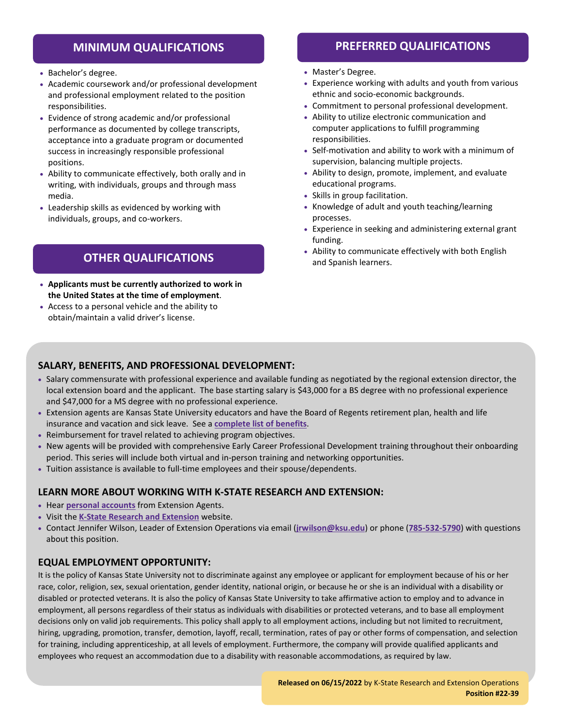## MINIMUM QUALIFICATIONS

- Bachelor's degree.
- Academic coursework and/or professional development and professional employment related to the position responsibilities.
- Evidence of strong academic and/or professional performance as documented by college transcripts, acceptance into a graduate program or documented success in increasingly responsible professional positions.
- Ability to communicate effectively, both orally and in writing, with individuals, groups and through mass media.
- Leadership skills as evidenced by working with individuals, groups, and co-workers.

## OTHER QUALIFICATIONS

- **Applicants must be currently authorized to work in the United States at the time of employment**.
- Access to a personal vehicle and the ability to obtain/maintain a valid driver's license.

## PREFERRED QUALIFICATIONS

- Master's Degree.
- Experience working with adults and youth from various ethnic and socio-economic backgrounds.
- Commitment to personal professional development.
- Ability to utilize electronic communication and computer applications to fulfill programming responsibilities.
- Self-motivation and ability to work with a minimum of supervision, balancing multiple projects.
- Ability to design, promote, implement, and evaluate educational programs.
- Skills in group facilitation.
- Knowledge of adult and youth teaching/learning processes.
- Experience in seeking and administering external grant funding.
- Ability to communicate effectively with both English and Spanish learners.

### SALARY, BENEFITS, AND PROFESSIONAL DEVELOPMENT:

- Salary commensurate with professional experience and available funding as negotiated by the regional extension director, the local extension board and the applicant. The base starting salary is $43,000 for a BS degree with no professional experience and $47,000 for a MS degree with no professional experience.
- Extension agents are Kansas State University educators and have the Board of Regents retirement plan, health and life insurance and vacation and sick leave. See a **complete list of benefits**.
- Reimbursement for travel related to achieving program objectives.
- New agents will be provided with comprehensive Early Career Professional Development training throughout their onboarding period. This series will include both virtual and in-person training and networking opportunities.
- Tuition assistance is available to full-time employees and their spouse/dependents.

### LEARN MORE ABOUT WORKING WITH K-STATE RESEARCH AND EXTENSION:

- Hear **personal accounts** from Extension Agents.
- Visit the **K-State Research and Extension** website.
- Contact Jennifer Wilson, Leader of Extension Operations via email (**jrwilson@ksu.edu**) or phone (**785-532-5790**) with questions about this position.

### EQUAL EMPLOYMENT OPPORTUNITY:

It is the policy of Kansas State University not to discriminate against any employee or applicant for employment because of his or her race, color, religion, sex, sexual orientation, gender identity, national origin, or because he or she is an individual with a disability or disabled or protected veterans. It is also the policy of Kansas State University to take affirmative action to employ and to advance in employment, all persons regardless of their status as individuals with disabilities or protected veterans, and to base all employment decisions only on valid job requirements. This policy shall apply to all employment actions, including but not limited to recruitment, hiring, upgrading, promotion, transfer, demotion, layoff, recall, termination, rates of pay or other forms of compensation, and selection for training, including apprenticeship, at all levels of employment. Furthermore, the company will provide qualified applicants and employees who request an accommodation due to a disability with reasonable accommodations, as required by law.

**Released on 06/15/2022** by K-State Research and Extension Operations
**Position #22-39**